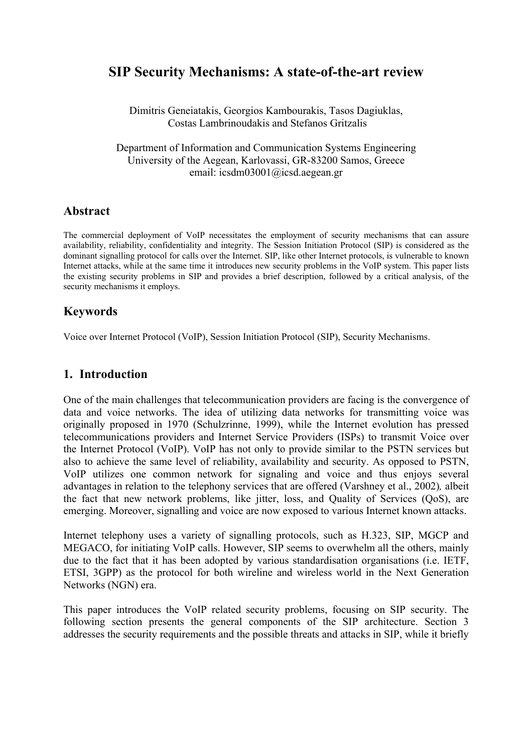# SIP Security Mechanisms: A state-of-the-art review

Dimitris Geneiatakis, Georgios Kambourakis, Tasos Dagiuklas, Costas Lambrinoudakis and Stefanos Gritzalis

Department of Information and Communication Systems Engineering
University of the Aegean, Karlovassi, GR-83200 Samos, Greece
email: icsdm03001@icsd.aegean.gr

## Abstract

The commercial deployment of VoIP necessitates the employment of security mechanisms that can assure availability, reliability, confidentiality and integrity. The Session Initiation Protocol (SIP) is considered as the dominant signalling protocol for calls over the Internet. SIP, like other Internet protocols, is vulnerable to known Internet attacks, while at the same time it introduces new security problems in the VoIP system. This paper lists the existing security problems in SIP and provides a brief description, followed by a critical analysis, of the security mechanisms it employs.

## Keywords

Voice over Internet Protocol (VoIP), Session Initiation Protocol (SIP), Security Mechanisms.

## 1. Introduction

One of the main challenges that telecommunication providers are facing is the convergence of data and voice networks. The idea of utilizing data networks for transmitting voice was originally proposed in 1970 (Schulzrinne, 1999), while the Internet evolution has pressed telecommunications providers and Internet Service Providers (ISPs) to transmit Voice over the Internet Protocol (VoIP). VoIP has not only to provide similar to the PSTN services but also to achieve the same level of reliability, availability and security. As opposed to PSTN, VoIP utilizes one common network for signaling and voice and thus enjoys several advantages in relation to the telephony services that are offered (Varshney et al., 2002)*,* albeit the fact that new network problems, like jitter, loss, and Quality of Services (QoS), are emerging. Moreover, signalling and voice are now exposed to various Internet known attacks.

Internet telephony uses a variety of signalling protocols, such as H.323, SIP, MGCP and MEGACO, for initiating VoIP calls. However, SIP seems to overwhelm all the others, mainly due to the fact that it has been adopted by various standardisation organisations (i.e. IETF, ETSI, 3GPP) as the protocol for both wireline and wireless world in the Next Generation Networks (NGN) era.

This paper introduces the VoIP related security problems, focusing on SIP security. The following section presents the general components of the SIP architecture. Section 3 addresses the security requirements and the possible threats and attacks in SIP, while it briefly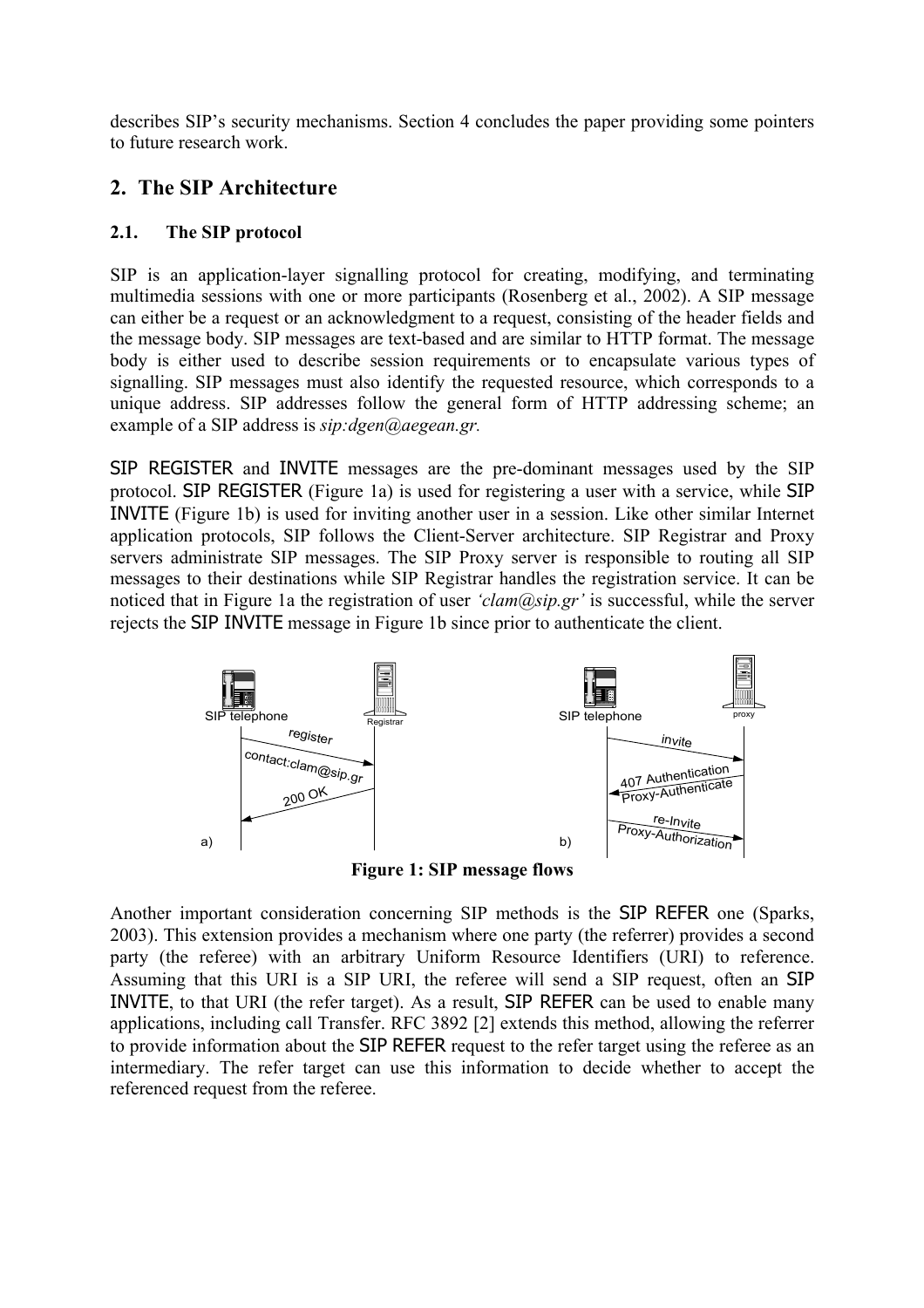describes SIP's security mechanisms. Section 4 concludes the paper providing some pointers to future research work.

## 2. The SIP Architecture

### 2.1. The SIP protocol

SIP is an application-layer signalling protocol for creating, modifying, and terminating multimedia sessions with one or more participants (Rosenberg et al., 2002). A SIP message can either be a request or an acknowledgment to a request, consisting of the header fields and the message body. SIP messages are text-based and are similar to HTTP format. The message body is either used to describe session requirements or to encapsulate various types of signalling. SIP messages must also identify the requested resource, which corresponds to a unique address. SIP addresses follow the general form of HTTP addressing scheme; an example of a SIP address is *sip:dgen@aegean.gr.*

SIP REGISTER and INVITE messages are the pre-dominant messages used by the SIP protocol. SIP REGISTER (Figure 1a) is used for registering a user with a service, while SIP INVITE (Figure 1b) is used for inviting another user in a session. Like other similar Internet application protocols, SIP follows the Client-Server architecture. SIP Registrar and Proxy servers administrate SIP messages. The SIP Proxy server is responsible to routing all SIP messages to their destinations while SIP Registrar handles the registration service. It can be noticed that in Figure 1a the registration of user *'clam@sip.gr'* is successful, while the server rejects the SIP INVITE message in Figure 1b since prior to authenticate the client.

**Figure 1: SIP message flows**

Another important consideration concerning SIP methods is the SIP REFER one (Sparks, 2003). This extension provides a mechanism where one party (the referrer) provides a second party (the referee) with an arbitrary Uniform Resource Identifiers (URI) to reference. Assuming that this URI is a SIP URI, the referee will send a SIP request, often an SIP INVITE, to that URI (the refer target). As a result, SIP REFER can be used to enable many applications, including call Transfer. RFC 3892 [2] extends this method, allowing the referrer to provide information about the SIP REFER request to the refer target using the referee as an intermediary. The refer target can use this information to decide whether to accept the referenced request from the referee.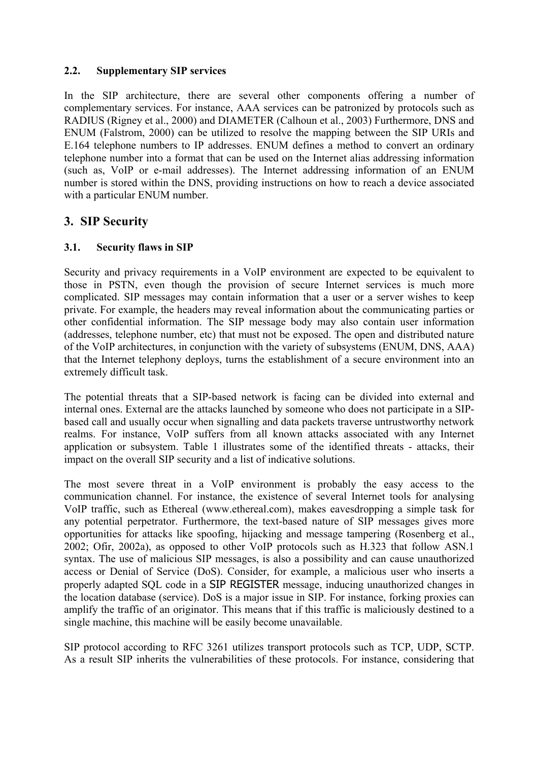### 2.2. Supplementary SIP services

In the SIP architecture, there are several other components offering a number of complementary services. For instance, AAA services can be patronized by protocols such as RADIUS (Rigney et al., 2000) and DIAMETER (Calhoun et al., 2003) Furthermore, DNS and ENUM (Falstrom, 2000) can be utilized to resolve the mapping between the SIP URIs and E.164 telephone numbers to IP addresses. ENUM defines a method to convert an ordinary telephone number into a format that can be used on the Internet alias addressing information (such as, VoIP or e-mail addresses). The Internet addressing information of an ENUM number is stored within the DNS, providing instructions on how to reach a device associated with a particular ENUM number.

## 3. SIP Security

### 3.1. Security flaws in SIP

Security and privacy requirements in a VoIP environment are expected to be equivalent to those in PSTN, even though the provision of secure Internet services is much more complicated. SIP messages may contain information that a user or a server wishes to keep private. For example, the headers may reveal information about the communicating parties or other confidential information. The SIP message body may also contain user information (addresses, telephone number, etc) that must not be exposed. The open and distributed nature of the VoIP architectures, in conjunction with the variety of subsystems (ENUM, DNS, AAA) that the Internet telephony deploys, turns the establishment of a secure environment into an extremely difficult task.

The potential threats that a SIP-based network is facing can be divided into external and internal ones. External are the attacks launched by someone who does not participate in a SIP-based call and usually occur when signalling and data packets traverse untrustworthy network realms. For instance, VoIP suffers from all known attacks associated with any Internet application or subsystem. Table 1 illustrates some of the identified threats - attacks, their impact on the overall SIP security and a list of indicative solutions.

The most severe threat in a VoIP environment is probably the easy access to the communication channel. For instance, the existence of several Internet tools for analysing VoIP traffic, such as Ethereal (www.ethereal.com), makes eavesdropping a simple task for any potential perpetrator. Furthermore, the text-based nature of SIP messages gives more opportunities for attacks like spoofing, hijacking and message tampering (Rosenberg et al., 2002; Ofir, 2002a), as opposed to other VoIP protocols such as H.323 that follow ASN.1 syntax. The use of malicious SIP messages, is also a possibility and can cause unauthorized access or Denial of Service (DoS). Consider, for example, a malicious user who inserts a properly adapted SQL code in a SIP REGISTER message, inducing unauthorized changes in the location database (service). DoS is a major issue in SIP. For instance, forking proxies can amplify the traffic of an originator. This means that if this traffic is maliciously destined to a single machine, this machine will be easily become unavailable.

SIP protocol according to RFC 3261 utilizes transport protocols such as TCP, UDP, SCTP. As a result SIP inherits the vulnerabilities of these protocols. For instance, considering that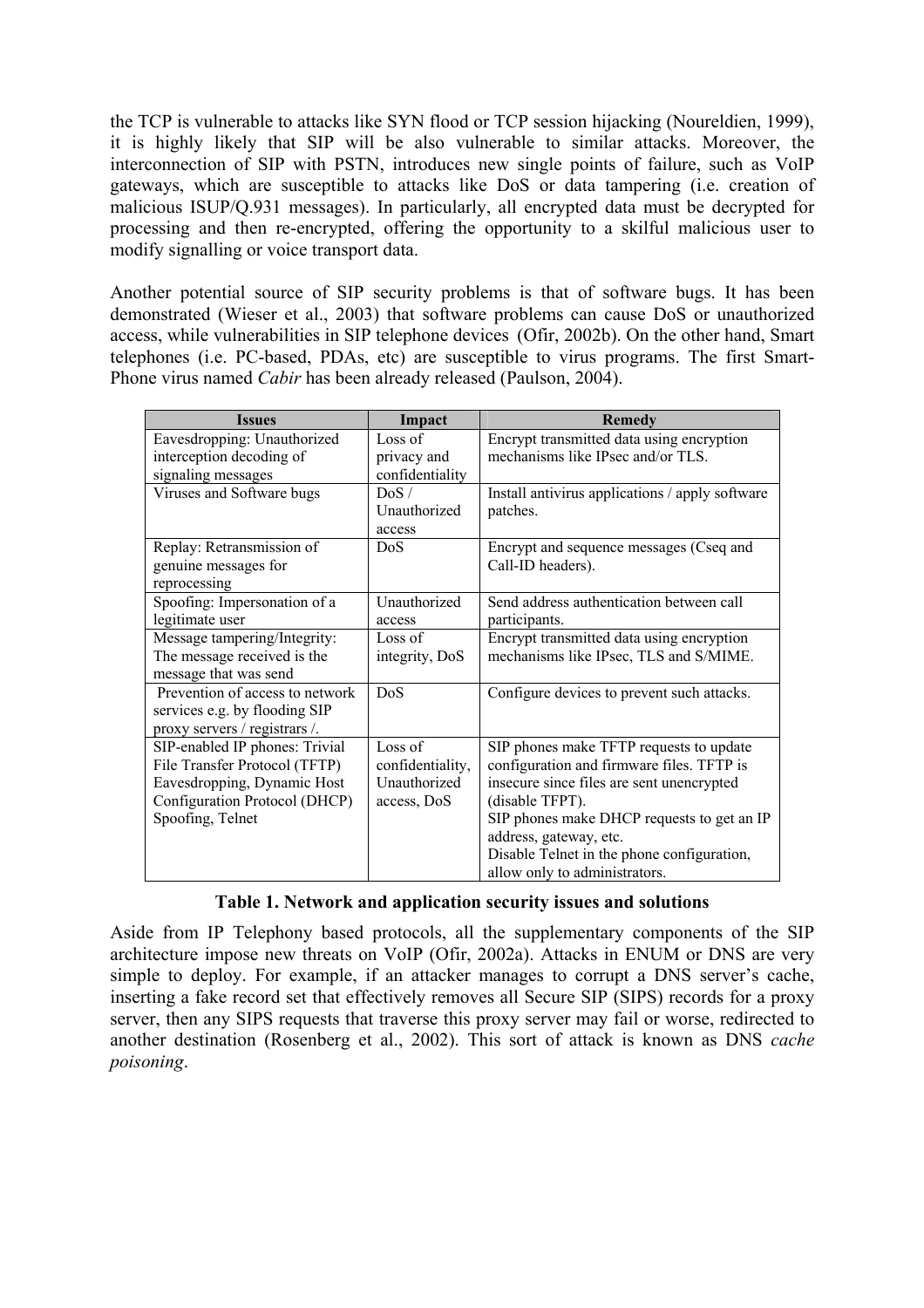the TCP is vulnerable to attacks like SYN flood or TCP session hijacking (Noureldien, 1999), it is highly likely that SIP will be also vulnerable to similar attacks. Moreover, the interconnection of SIP with PSTN, introduces new single points of failure, such as VoIP gateways, which are susceptible to attacks like DoS or data tampering (i.e. creation of malicious ISUP/Q.931 messages). In particularly, all encrypted data must be decrypted for processing and then re-encrypted, offering the opportunity to a skilful malicious user to modify signalling or voice transport data.

Another potential source of SIP security problems is that of software bugs. It has been demonstrated (Wieser et al., 2003) that software problems can cause DoS or unauthorized access, while vulnerabilities in SIP telephone devices (Ofir, 2002b). On the other hand, Smart telephones (i.e. PC-based, PDAs, etc) are susceptible to virus programs. The first Smart-Phone virus named *Cabir* has been already released (Paulson, 2004).

| Issues | Impact | Remedy |
|---|---|---|
| Eavesdropping: Unauthorized interception decoding of signaling messages | Loss of privacy and confidentiality | Encrypt transmitted data using encryption mechanisms like IPsec and/or TLS. |
| Viruses and Software bugs | DoS / Unauthorized access | Install antivirus applications / apply software patches. |
| Replay: Retransmission of genuine messages for reprocessing | DoS | Encrypt and sequence messages (Cseq and Call-ID headers). |
| Spoofing: Impersonation of a legitimate user | Unauthorized access | Send address authentication between call participants. |
| Message tampering/Integrity: The message received is the message that was send | Loss of integrity, DoS | Encrypt transmitted data using encryption mechanisms like IPsec, TLS and S/MIME. |
| Prevention of access to network services e.g. by flooding SIP proxy servers / registrars /. | DoS | Configure devices to prevent such attacks. |
| SIP-enabled IP phones: Trivial File Transfer Protocol (TFTP) Eavesdropping, Dynamic Host Configuration Protocol (DHCP) Spoofing, Telnet | Loss of confidentiality, Unauthorized access, DoS | SIP phones make TFTP requests to update configuration and firmware files. TFTP is insecure since files are sent unencrypted (disable TFPT).<br>SIP phones make DHCP requests to get an IP address, gateway, etc.<br>Disable Telnet in the phone configuration, allow only to administrators. |

**Table 1. Network and application security issues and solutions**

Aside from IP Telephony based protocols, all the supplementary components of the SIP architecture impose new threats on VoIP (Ofir, 2002a). Attacks in ENUM or DNS are very simple to deploy. For example, if an attacker manages to corrupt a DNS server's cache, inserting a fake record set that effectively removes all Secure SIP (SIPS) records for a proxy server, then any SIPS requests that traverse this proxy server may fail or worse, redirected to another destination (Rosenberg et al., 2002). This sort of attack is known as DNS *cache poisoning*.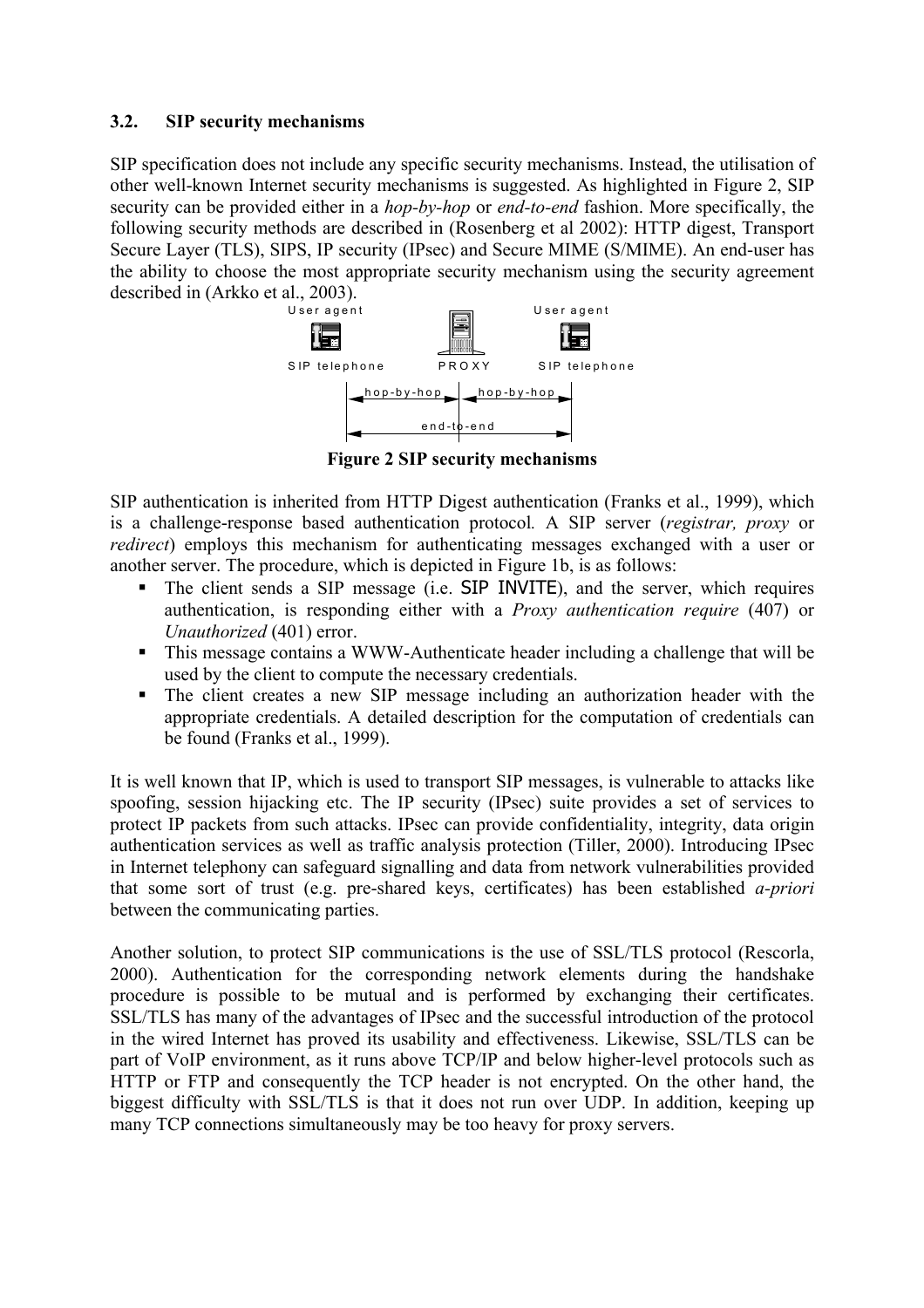### 3.2. SIP security mechanisms

SIP specification does not include any specific security mechanisms. Instead, the utilisation of other well-known Internet security mechanisms is suggested. As highlighted in Figure 2, SIP security can be provided either in a *hop-by-hop* or *end-to-end* fashion. More specifically, the following security methods are described in (Rosenberg et al 2002): HTTP digest, Transport Secure Layer (TLS), SIPS, IP security (IPsec) and Secure MIME (S/MIME). An end-user has the ability to choose the most appropriate security mechanism using the security agreement described in (Arkko et al., 2003).

User agent  User agent

SIP telephone  PROXY  SIP telephone

hop-by-hop  hop-by-hop

end-to-end

**Figure 2 SIP security mechanisms**

SIP authentication is inherited from HTTP Digest authentication (Franks et al., 1999), which is a challenge-response based authentication protocol. A SIP server (*registrar, proxy* or *redirect*) employs this mechanism for authenticating messages exchanged with a user or another server. The procedure, which is depicted in Figure 1b, is as follows:

- The client sends a SIP message (i.e. SIP INVITE), and the server, which requires authentication, is responding either with a *Proxy authentication require* (407) or *Unauthorized* (401) error.
- This message contains a WWW-Authenticate header including a challenge that will be used by the client to compute the necessary credentials.
- The client creates a new SIP message including an authorization header with the appropriate credentials. A detailed description for the computation of credentials can be found (Franks et al., 1999).

It is well known that IP, which is used to transport SIP messages, is vulnerable to attacks like spoofing, session hijacking etc. The IP security (IPsec) suite provides a set of services to protect IP packets from such attacks. IPsec can provide confidentiality, integrity, data origin authentication services as well as traffic analysis protection (Tiller, 2000). Introducing IPsec in Internet telephony can safeguard signalling and data from network vulnerabilities provided that some sort of trust (e.g. pre-shared keys, certificates) has been established *a-priori* between the communicating parties.

Another solution, to protect SIP communications is the use of SSL/TLS protocol (Rescorla, 2000). Authentication for the corresponding network elements during the handshake procedure is possible to be mutual and is performed by exchanging their certificates. SSL/TLS has many of the advantages of IPsec and the successful introduction of the protocol in the wired Internet has proved its usability and effectiveness. Likewise, SSL/TLS can be part of VoIP environment, as it runs above TCP/IP and below higher-level protocols such as HTTP or FTP and consequently the TCP header is not encrypted. On the other hand, the biggest difficulty with SSL/TLS is that it does not run over UDP. In addition, keeping up many TCP connections simultaneously may be too heavy for proxy servers.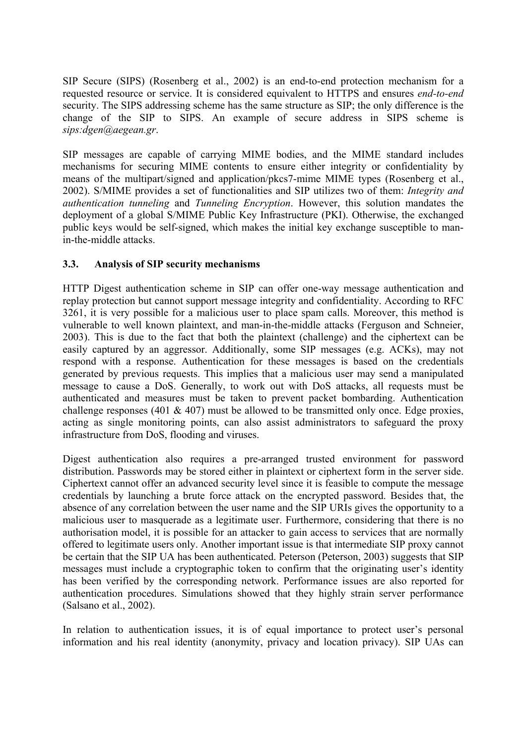SIP Secure (SIPS) (Rosenberg et al., 2002) is an end-to-end protection mechanism for a requested resource or service. It is considered equivalent to HTTPS and ensures *end-to-end* security. The SIPS addressing scheme has the same structure as SIP; the only difference is the change of the SIP to SIPS. An example of secure address in SIPS scheme is *sips:dgen@aegean.gr*.

SIP messages are capable of carrying MIME bodies, and the MIME standard includes mechanisms for securing MIME contents to ensure either integrity or confidentiality by means of the multipart/signed and application/pkcs7-mime MIME types (Rosenberg et al., 2002). S/MIME provides a set of functionalities and SIP utilizes two of them: *Integrity and authentication tunneling* and *Tunneling Encryption*. However, this solution mandates the deployment of a global S/MIME Public Key Infrastructure (PKI). Otherwise, the exchanged public keys would be self-signed, which makes the initial key exchange susceptible to man-in-the-middle attacks.

### 3.3. Analysis of SIP security mechanisms

HTTP Digest authentication scheme in SIP can offer one-way message authentication and replay protection but cannot support message integrity and confidentiality. According to RFC 3261, it is very possible for a malicious user to place spam calls. Moreover, this method is vulnerable to well known plaintext, and man-in-the-middle attacks (Ferguson and Schneier, 2003). This is due to the fact that both the plaintext (challenge) and the ciphertext can be easily captured by an aggressor. Additionally, some SIP messages (e.g. ACKs), may not respond with a response. Authentication for these messages is based on the credentials generated by previous requests. This implies that a malicious user may send a manipulated message to cause a DoS. Generally, to work out with DoS attacks, all requests must be authenticated and measures must be taken to prevent packet bombarding. Authentication challenge responses (401 & 407) must be allowed to be transmitted only once. Edge proxies, acting as single monitoring points, can also assist administrators to safeguard the proxy infrastructure from DoS, flooding and viruses.

Digest authentication also requires a pre-arranged trusted environment for password distribution. Passwords may be stored either in plaintext or ciphertext form in the server side. Ciphertext cannot offer an advanced security level since it is feasible to compute the message credentials by launching a brute force attack on the encrypted password. Besides that, the absence of any correlation between the user name and the SIP URIs gives the opportunity to a malicious user to masquerade as a legitimate user. Furthermore, considering that there is no authorisation model, it is possible for an attacker to gain access to services that are normally offered to legitimate users only. Another important issue is that intermediate SIP proxy cannot be certain that the SIP UA has been authenticated. Peterson (Peterson, 2003) suggests that SIP messages must include a cryptographic token to confirm that the originating user's identity has been verified by the corresponding network. Performance issues are also reported for authentication procedures. Simulations showed that they highly strain server performance (Salsano et al., 2002).

In relation to authentication issues, it is of equal importance to protect user's personal information and his real identity (anonymity, privacy and location privacy). SIP UAs can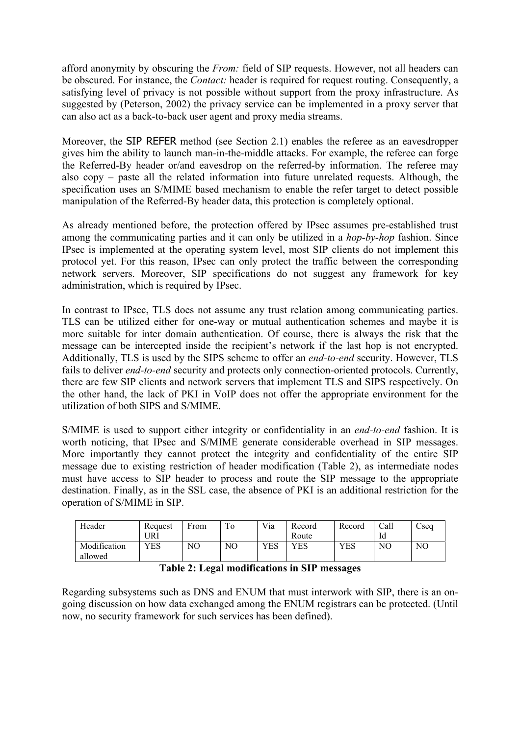afford anonymity by obscuring the *From:* field of SIP requests. However, not all headers can be obscured. For instance, the *Contact:* header is required for request routing. Consequently, a satisfying level of privacy is not possible without support from the proxy infrastructure. As suggested by (Peterson, 2002) the privacy service can be implemented in a proxy server that can also act as a back-to-back user agent and proxy media streams.

Moreover, the SIP REFER method (see Section 2.1) enables the referee as an eavesdropper gives him the ability to launch man-in-the-middle attacks. For example, the referee can forge the Referred-By header or/and eavesdrop on the referred-by information. The referee may also copy – paste all the related information into future unrelated requests. Although, the specification uses an S/MIME based mechanism to enable the refer target to detect possible manipulation of the Referred-By header data, this protection is completely optional.

As already mentioned before, the protection offered by IPsec assumes pre-established trust among the communicating parties and it can only be utilized in a *hop-by-hop* fashion. Since IPsec is implemented at the operating system level, most SIP clients do not implement this protocol yet. For this reason, IPsec can only protect the traffic between the corresponding network servers. Moreover, SIP specifications do not suggest any framework for key administration, which is required by IPsec.

In contrast to IPsec, TLS does not assume any trust relation among communicating parties. TLS can be utilized either for one-way or mutual authentication schemes and maybe it is more suitable for inter domain authentication. Of course, there is always the risk that the message can be intercepted inside the recipient's network if the last hop is not encrypted. Additionally, TLS is used by the SIPS scheme to offer an *end-to-end* security. However, TLS fails to deliver *end-to-end* security and protects only connection-oriented protocols. Currently, there are few SIP clients and network servers that implement TLS and SIPS respectively. On the other hand, the lack of PKI in VoIP does not offer the appropriate environment for the utilization of both SIPS and S/MIME.

S/MIME is used to support either integrity or confidentiality in an *end-to-end* fashion. It is worth noticing, that IPsec and S/MIME generate considerable overhead in SIP messages. More importantly they cannot protect the integrity and confidentiality of the entire SIP message due to existing restriction of header modification (Table 2), as intermediate nodes must have access to SIP header to process and route the SIP message to the appropriate destination. Finally, as in the SSL case, the absence of PKI is an additional restriction for the operation of S/MIME in SIP.

| Header | Request URI | From | To | Via | Record Route | Record | Call Id | Cseq |
|---|---|---|---|---|---|---|---|---|
| Modification allowed | YES | NO | NO | YES | YES | YES | NO | NO |

**Table 2: Legal modifications in SIP messages**

Regarding subsystems such as DNS and ENUM that must interwork with SIP, there is an on-going discussion on how data exchanged among the ENUM registrars can be protected. (Until now, no security framework for such services has been defined).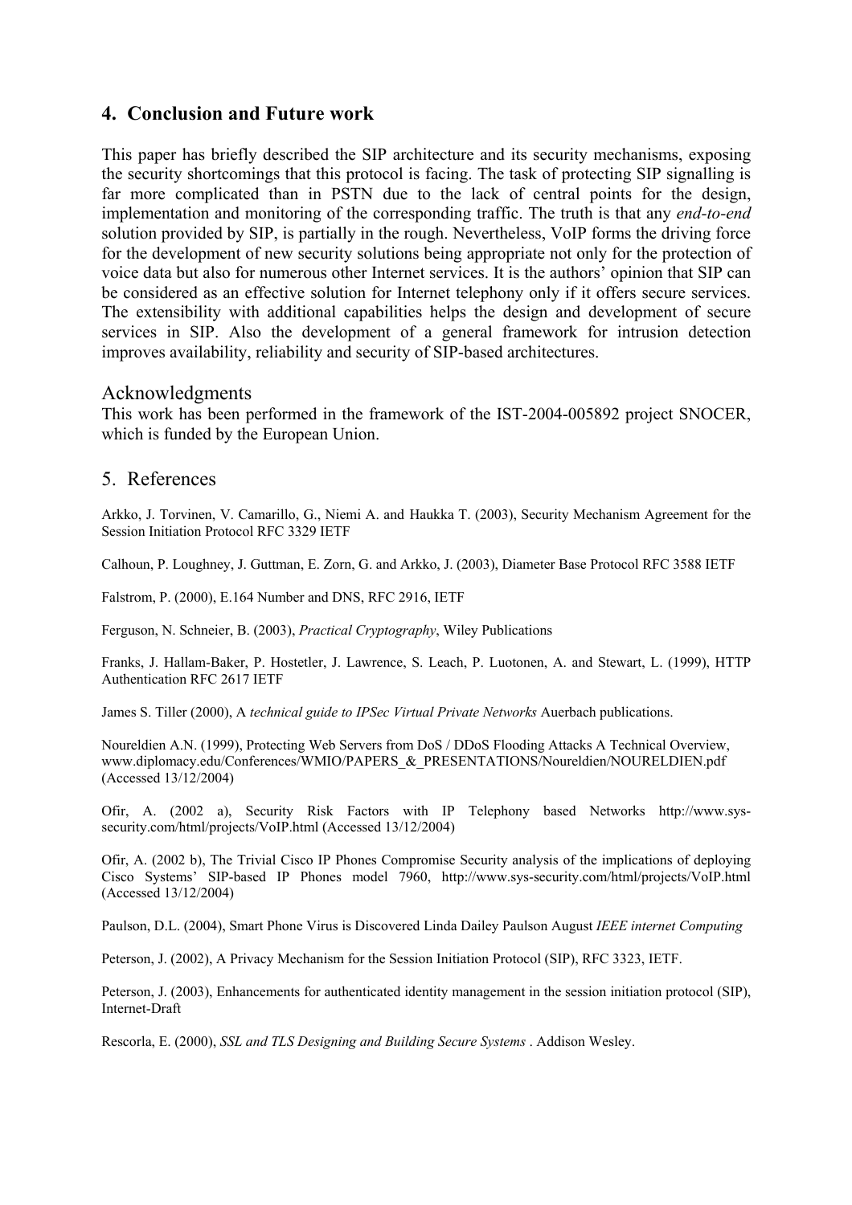## 4. Conclusion and Future work

This paper has briefly described the SIP architecture and its security mechanisms, exposing the security shortcomings that this protocol is facing. The task of protecting SIP signalling is far more complicated than in PSTN due to the lack of central points for the design, implementation and monitoring of the corresponding traffic. The truth is that any *end-to-end* solution provided by SIP, is partially in the rough. Nevertheless, VoIP forms the driving force for the development of new security solutions being appropriate not only for the protection of voice data but also for numerous other Internet services. It is the authors' opinion that SIP can be considered as an effective solution for Internet telephony only if it offers secure services. The extensibility with additional capabilities helps the design and development of secure services in SIP. Also the development of a general framework for intrusion detection improves availability, reliability and security of SIP-based architectures.

### Acknowledgments

This work has been performed in the framework of the IST-2004-005892 project SNOCER, which is funded by the European Union.

## 5. References

Arkko, J. Torvinen, V. Camarillo, G., Niemi A. and Haukka T. (2003), Security Mechanism Agreement for the Session Initiation Protocol RFC 3329 IETF

Calhoun, P. Loughney, J. Guttman, E. Zorn, G. and Arkko, J. (2003), Diameter Base Protocol RFC 3588 IETF

Falstrom, P. (2000), E.164 Number and DNS, RFC 2916, IETF

Ferguson, N. Schneier, B. (2003), *Practical Cryptography*, Wiley Publications

Franks, J. Hallam-Baker, P. Hostetler, J. Lawrence, S. Leach, P. Luotonen, A. and Stewart, L. (1999), HTTP Authentication RFC 2617 IETF

James S. Tiller (2000), A *technical guide to IPSec Virtual Private Networks* Auerbach publications.

Noureldien A.N. (1999), Protecting Web Servers from DoS / DDoS Flooding Attacks A Technical Overview, www.diplomacy.edu/Conferences/WMIO/PAPERS_&_PRESENTATIONS/Noureldien/NOURELDIEN.pdf (Accessed 13/12/2004)

Ofir, A. (2002 a), Security Risk Factors with IP Telephony based Networks http://www.sys-security.com/html/projects/VoIP.html (Accessed 13/12/2004)

Ofir, A. (2002 b), The Trivial Cisco IP Phones Compromise Security analysis of the implications of deploying Cisco Systems' SIP-based IP Phones model 7960, http://www.sys-security.com/html/projects/VoIP.html (Accessed 13/12/2004)

Paulson, D.L. (2004), Smart Phone Virus is Discovered Linda Dailey Paulson August *IEEE internet Computing*

Peterson, J. (2002), A Privacy Mechanism for the Session Initiation Protocol (SIP), RFC 3323, IETF.

Peterson, J. (2003), Enhancements for authenticated identity management in the session initiation protocol (SIP), Internet-Draft

Rescorla, E. (2000), *SSL and TLS Designing and Building Secure Systems* . Addison Wesley.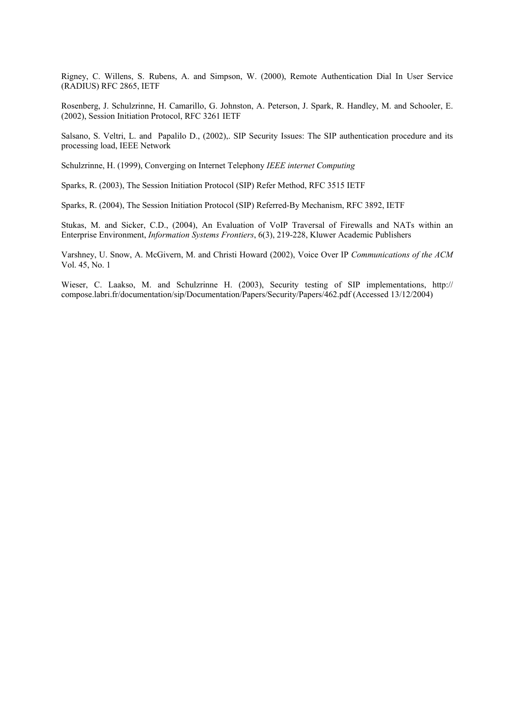Rigney, C. Willens, S. Rubens, A. and Simpson, W. (2000), Remote Authentication Dial In User Service (RADIUS) RFC 2865, IETF

Rosenberg, J. Schulzrinne, H. Camarillo, G. Johnston, A. Peterson, J. Spark, R. Handley, M. and Schooler, E. (2002), Session Initiation Protocol, RFC 3261 IETF

Salsano, S. Veltri, L. and Papalilo D., (2002),. SIP Security Issues: The SIP authentication procedure and its processing load, IEEE Network

Schulzrinne, H. (1999), Converging on Internet Telephony *IEEE internet Computing*

Sparks, R. (2003), The Session Initiation Protocol (SIP) Refer Method, RFC 3515 IETF

Sparks, R. (2004), The Session Initiation Protocol (SIP) Referred-By Mechanism, RFC 3892, IETF

Stukas, M. and Sicker, C.D., (2004), An Evaluation of VoIP Traversal of Firewalls and NATs within an Enterprise Environment, *Information Systems Frontiers*, 6(3), 219-228, Kluwer Academic Publishers

Varshney, U. Snow, A. McGivern, M. and Christi Howard (2002), Voice Over IP *Communications of the ACM* Vol. 45, No. 1

Wieser, C. Laakso, M. and Schulzrinne H. (2003), Security testing of SIP implementations, http:// compose.labri.fr/documentation/sip/Documentation/Papers/Security/Papers/462.pdf (Accessed 13/12/2004)